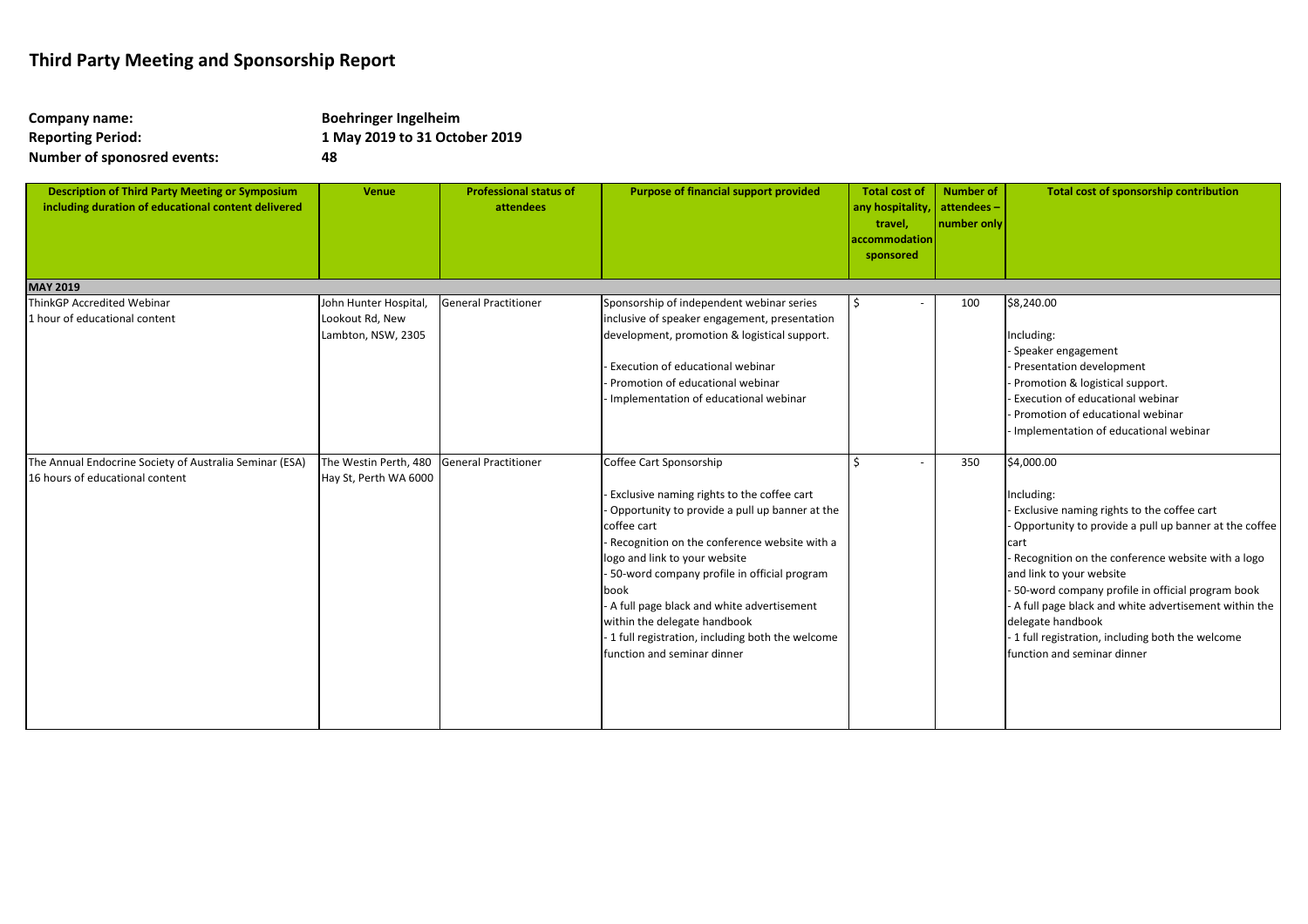# Third Party Meeting and Sponsorship Report

**Company name:** Boehringer Ingelheim
**Reporting Period:** 1 May 2019 to 31 October 2019
**Number of sponosred events:** 48

| Description of Third Party Meeting or Symposium including duration of educational content delivered | Venue | Professional status of attendees | Purpose of financial support provided | Total cost of any hospitality, travel, accommodation sponsored | Number of attendees – number only | Total cost of sponsorship contribution |
|---|---|---|---|---|---|---|
| **MAY 2019** | | | | | | |
| ThinkGP Accredited Webinar<br>1 hour of educational content | John Hunter Hospital, Lookout Rd, New Lambton, NSW, 2305 | General Practitioner | Sponsorship of independent webinar series inclusive of speaker engagement, presentation development, promotion & logistical support.<br><br>- Execution of educational webinar<br>- Promotion of educational webinar<br>- Implementation of educational webinar | $ - | 100 | $8,240.00<br><br>Including:<br>- Speaker engagement<br>- Presentation development<br>- Promotion & logistical support.<br>- Execution of educational webinar<br>- Promotion of educational webinar<br>- Implementation of educational webinar |
| The Annual Endocrine Society of Australia Seminar (ESA)<br>16 hours of educational content | The Westin Perth, 480 Hay St, Perth WA 6000 | General Practitioner | Coffee Cart Sponsorship<br><br>- Exclusive naming rights to the coffee cart<br>- Opportunity to provide a pull up banner at the coffee cart<br>- Recognition on the conference website with a logo and link to your website<br>- 50-word company profile in official program book<br>- A full page black and white advertisement within the delegate handbook<br>- 1 full registration, including both the welcome function and seminar dinner | $ - | 350 | $4,000.00<br><br>Including:<br>- Exclusive naming rights to the coffee cart<br>- Opportunity to provide a pull up banner at the coffee cart<br>- Recognition on the conference website with a logo and link to your website<br>- 50-word company profile in official program book<br>- A full page black and white advertisement within the delegate handbook<br>- 1 full registration, including both the welcome function and seminar dinner |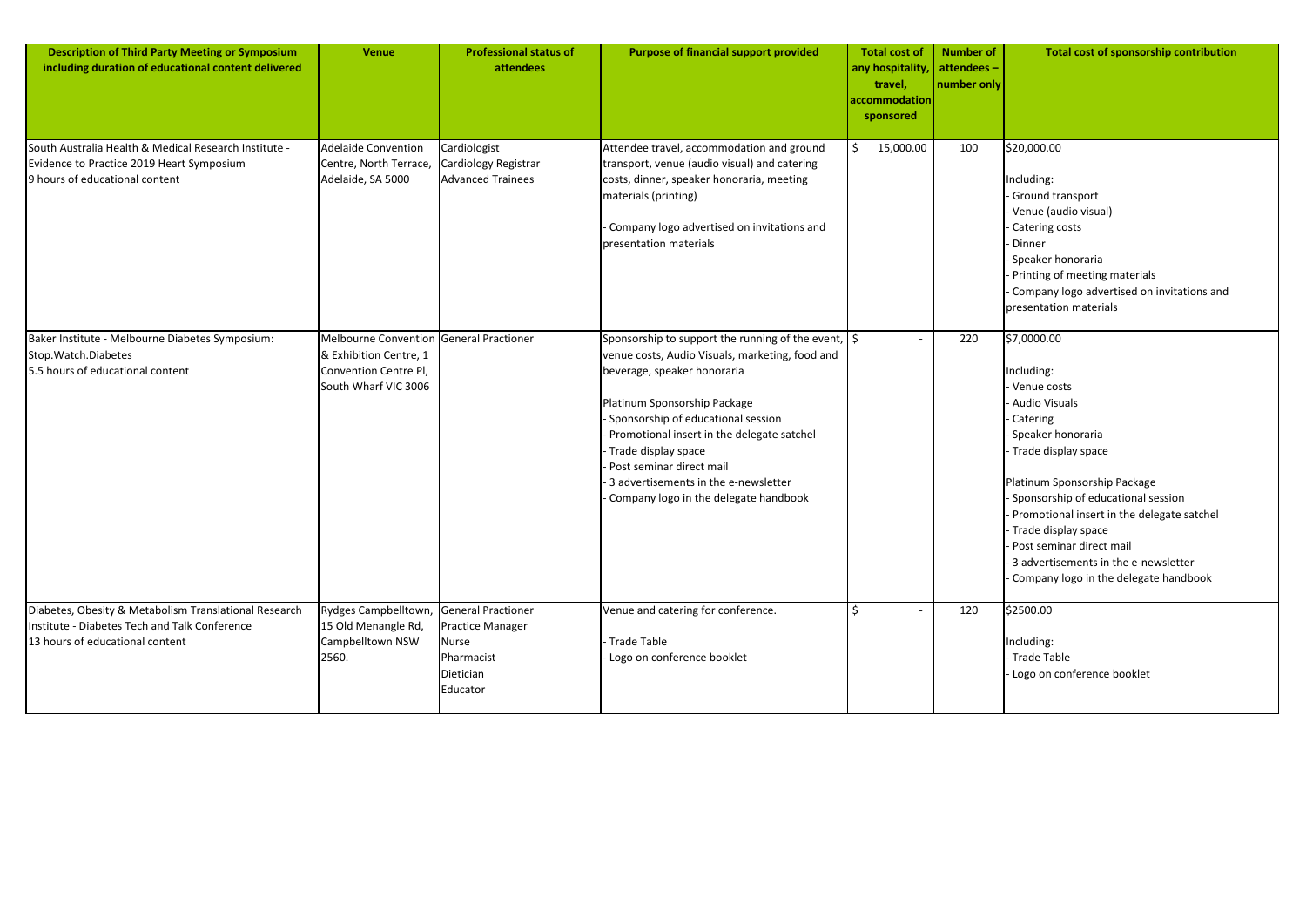| Description of Third Party Meeting or Symposium including duration of educational content delivered | Venue | Professional status of attendees | Purpose of financial support provided | Total cost of any hospitality, travel, accommodation sponsored | Number of attendees – number only | Total cost of sponsorship contribution |
|---|---|---|---|---|---|---|
| South Australia Health & Medical Research Institute - Evidence to Practice 2019 Heart Symposium<br>9 hours of educational content | Adelaide Convention Centre, North Terrace, Adelaide, SA 5000 | Cardiologist<br>Cardiology Registrar<br>Advanced Trainees | Attendee travel, accommodation and ground transport, venue (audio visual) and catering costs, dinner, speaker honoraria, meeting materials (printing)<br><br>- Company logo advertised on invitations and presentation materials | $ 15,000.00 | 100 | $20,000.00<br><br>Including:<br>- Ground transport<br>- Venue (audio visual)<br>- Catering costs<br>- Dinner<br>- Speaker honoraria<br>- Printing of meeting materials<br>- Company logo advertised on invitations and presentation materials |
| Baker Institute - Melbourne Diabetes Symposium: Stop.Watch.Diabetes<br>5.5 hours of educational content | Melbourne Convention & Exhibition Centre, 1 Convention Centre Pl, South Wharf VIC 3006 | General Practioner | Sponsorship to support the running of the event, venue costs, Audio Visuals, marketing, food and beverage, speaker honoraria<br><br>Platinum Sponsorship Package<br>- Sponsorship of educational session<br>- Promotional insert in the delegate satchel<br>- Trade display space<br>- Post seminar direct mail<br>- 3 advertisements in the e-newsletter<br>- Company logo in the delegate handbook | $ - | 220 | $7,0000.00<br><br>Including:<br>- Venue costs<br>- Audio Visuals<br>- Catering<br>- Speaker honoraria<br>- Trade display space<br><br>Platinum Sponsorship Package<br>- Sponsorship of educational session<br>- Promotional insert in the delegate satchel<br>- Trade display space<br>- Post seminar direct mail<br>- 3 advertisements in the e-newsletter<br>- Company logo in the delegate handbook |
| Diabetes, Obesity & Metabolism Translational Research Institute - Diabetes Tech and Talk Conference<br>13 hours of educational content | Rydges Campbelltown, 15 Old Menangle Rd, Campbelltown NSW 2560. | General Practioner<br>Practice Manager<br>Nurse<br>Pharmacist<br>Dietician<br>Educator | Venue and catering for conference.<br><br>- Trade Table<br>- Logo on conference booklet | $ - | 120 | $2500.00<br><br>Including:<br>- Trade Table<br>- Logo on conference booklet |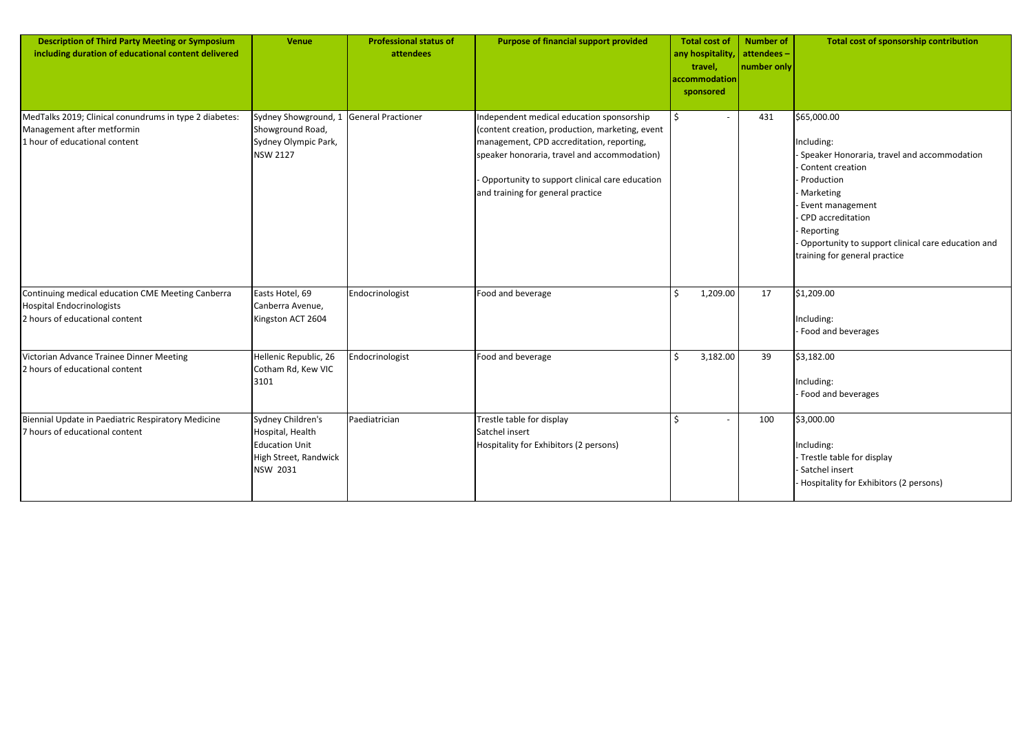| Description of Third Party Meeting or Symposium including duration of educational content delivered | Venue | Professional status of attendees | Purpose of financial support provided | Total cost of any hospitality, travel, accommodation sponsored | Number of attendees – number only | Total cost of sponsorship contribution |
|---|---|---|---|---|---|---|
| MedTalks 2019; Clinical conundrums in type 2 diabetes: Management after metformin<br>1 hour of educational content | Sydney Showground, 1 Showground Road, Sydney Olympic Park, NSW 2127 | General Practioner | Independent medical education sponsorship (content creation, production, marketing, event management, CPD accreditation, reporting, speaker honoraria, travel and accommodation)<br><br>- Opportunity to support clinical care education and training for general practice | $ - | 431 | $65,000.00<br><br>Including:<br>- Speaker Honoraria, travel and accommodation<br>- Content creation<br>- Production<br>- Marketing<br>- Event management<br>- CPD accreditation<br>- Reporting<br>- Opportunity to support clinical care education and training for general practice |
| Continuing medical education CME Meeting Canberra Hospital Endocrinologists<br>2 hours of educational content | Easts Hotel, 69 Canberra Avenue, Kingston ACT 2604 | Endocrinologist | Food and beverage | $ 1,209.00 | 17 | $1,209.00<br><br>Including:<br>- Food and beverages |
| Victorian Advance Trainee Dinner Meeting<br>2 hours of educational content | Hellenic Republic, 26 Cotham Rd, Kew VIC 3101 | Endocrinologist | Food and beverage | $ 3,182.00 | 39 | $3,182.00<br><br>Including:<br>- Food and beverages |
| Biennial Update in Paediatric Respiratory Medicine<br>7 hours of educational content | Sydney Children's Hospital, Health Education Unit High Street, Randwick NSW 2031 | Paediatrician | Trestle table for display<br>Satchel insert<br>Hospitality for Exhibitors (2 persons) | $ - | 100 | $3,000.00<br><br>Including:<br>- Trestle table for display<br>- Satchel insert<br>- Hospitality for Exhibitors (2 persons) |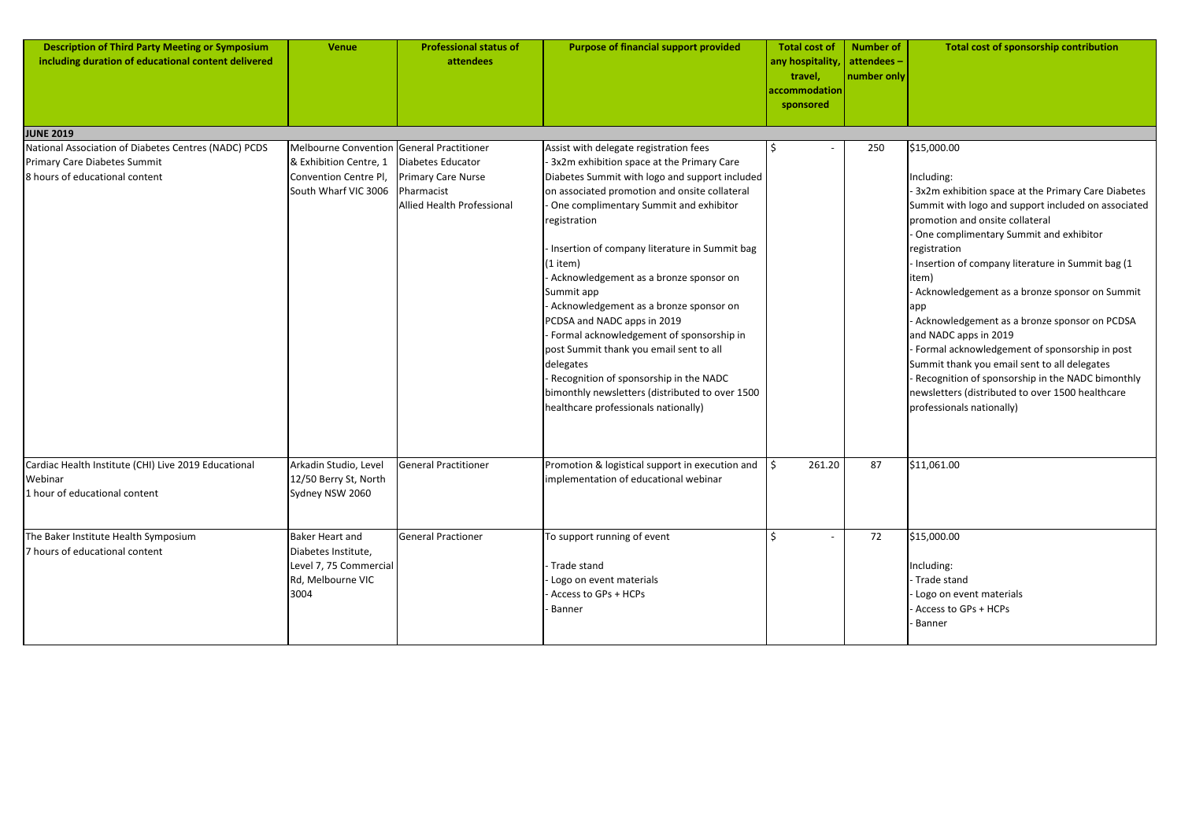| Description of Third Party Meeting or Symposium including duration of educational content delivered | Venue | Professional status of attendees | Purpose of financial support provided | Total cost of any hospitality, travel, accommodation sponsored | Number of attendees – number only | Total cost of sponsorship contribution |
|---|---|---|---|---|---|---|
| **JUNE 2019** | | | | | | |
| National Association of Diabetes Centres (NADC) PCDS Primary Care Diabetes Summit<br>8 hours of educational content | Melbourne Convention & Exhibition Centre, 1 Convention Centre Pl, South Wharf VIC 3006 | General Practitioner<br>Diabetes Educator<br>Primary Care Nurse<br>Pharmacist<br>Allied Health Professional | Assist with delegate registration fees<br>- 3x2m exhibition space at the Primary Care Diabetes Summit with logo and support included on associated promotion and onsite collateral<br>- One complimentary Summit and exhibitor registration<br><br>- Insertion of company literature in Summit bag (1 item)<br>- Acknowledgement as a bronze sponsor on Summit app<br>- Acknowledgement as a bronze sponsor on PCDSA and NADC apps in 2019<br>- Formal acknowledgement of sponsorship in post Summit thank you email sent to all delegates<br>- Recognition of sponsorship in the NADC bimonthly newsletters (distributed to over 1500 healthcare professionals nationally) | $ - | 250 | $15,000.00<br><br>Including:<br>- 3x2m exhibition space at the Primary Care Diabetes Summit with logo and support included on associated promotion and onsite collateral<br>- One complimentary Summit and exhibitor registration<br>- Insertion of company literature in Summit bag (1 item)<br>- Acknowledgement as a bronze sponsor on Summit app<br>- Acknowledgement as a bronze sponsor on PCDSA and NADC apps in 2019<br>- Formal acknowledgement of sponsorship in post Summit thank you email sent to all delegates<br>- Recognition of sponsorship in the NADC bimonthly newsletters (distributed to over 1500 healthcare professionals nationally) |
| Cardiac Health Institute (CHI) Live 2019 Educational Webinar<br>1 hour of educational content | Arkadin Studio, Level 12/50 Berry St, North Sydney NSW 2060 | General Practitioner | Promotion & logistical support in execution and implementation of educational webinar | $ 261.20 | 87 | $11,061.00 |
| The Baker Institute Health Symposium<br>7 hours of educational content | Baker Heart and Diabetes Institute, Level 7, 75 Commercial Rd, Melbourne VIC 3004 | General Practioner | To support running of event<br><br>- Trade stand<br>- Logo on event materials<br>- Access to GPs + HCPs<br>- Banner | $ - | 72 | $15,000.00<br><br>Including:<br>- Trade stand<br>- Logo on event materials<br>- Access to GPs + HCPs<br>- Banner |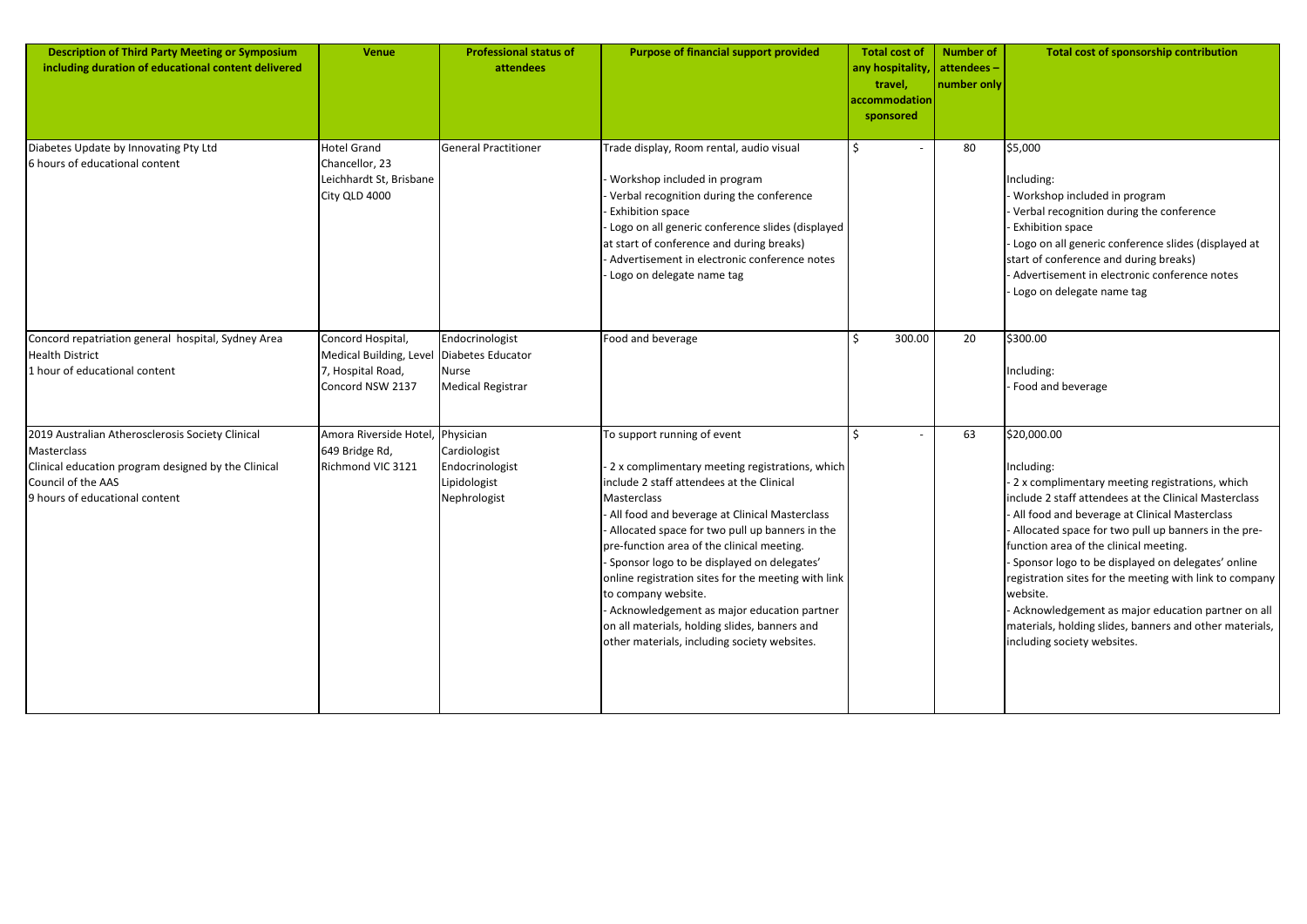| Description of Third Party Meeting or Symposium including duration of educational content delivered | Venue | Professional status of attendees | Purpose of financial support provided | Total cost of any hospitality, travel, accommodation sponsored | Number of attendees – number only | Total cost of sponsorship contribution |
|---|---|---|---|---|---|---|
| Diabetes Update by Innovating Pty Ltd<br>6 hours of educational content | Hotel Grand Chancellor, 23 Leichhardt St, Brisbane City QLD 4000 | General Practitioner | Trade display, Room rental, audio visual<br><br>- Workshop included in program<br>- Verbal recognition during the conference<br>- Exhibition space<br>- Logo on all generic conference slides (displayed at start of conference and during breaks)<br>- Advertisement in electronic conference notes<br>- Logo on delegate name tag | $ - | 80 | $5,000<br><br>Including:<br>- Workshop included in program<br>- Verbal recognition during the conference<br>- Exhibition space<br>- Logo on all generic conference slides (displayed at start of conference and during breaks)<br>- Advertisement in electronic conference notes<br>- Logo on delegate name tag |
| Concord repatriation general hospital, Sydney Area Health District<br>1 hour of educational content | Concord Hospital, Medical Building, Level 7, Hospital Road, Concord NSW 2137 | Endocrinologist<br>Diabetes Educator<br>Nurse<br>Medical Registrar | Food and beverage | $ 300.00 | 20 | $300.00<br><br>Including:<br>- Food and beverage |
| 2019 Australian Atherosclerosis Society Clinical Masterclass<br>Clinical education program designed by the Clinical Council of the AAS<br>9 hours of educational content | Amora Riverside Hotel, 649 Bridge Rd, Richmond VIC 3121 | Physician<br>Cardiologist<br>Endocrinologist<br>Lipidologist<br>Nephrologist | To support running of event<br><br>- 2 x complimentary meeting registrations, which include 2 staff attendees at the Clinical Masterclass<br>- All food and beverage at Clinical Masterclass<br>- Allocated space for two pull up banners in the pre-function area of the clinical meeting.<br>- Sponsor logo to be displayed on delegates' online registration sites for the meeting with link to company website.<br>- Acknowledgement as major education partner on all materials, holding slides, banners and other materials, including society websites. | $ - | 63 | $20,000.00<br><br>Including:<br>- 2 x complimentary meeting registrations, which include 2 staff attendees at the Clinical Masterclass<br>- All food and beverage at Clinical Masterclass<br>- Allocated space for two pull up banners in the pre-function area of the clinical meeting.<br>- Sponsor logo to be displayed on delegates' online registration sites for the meeting with link to company website.<br>- Acknowledgement as major education partner on all materials, holding slides, banners and other materials, including society websites. |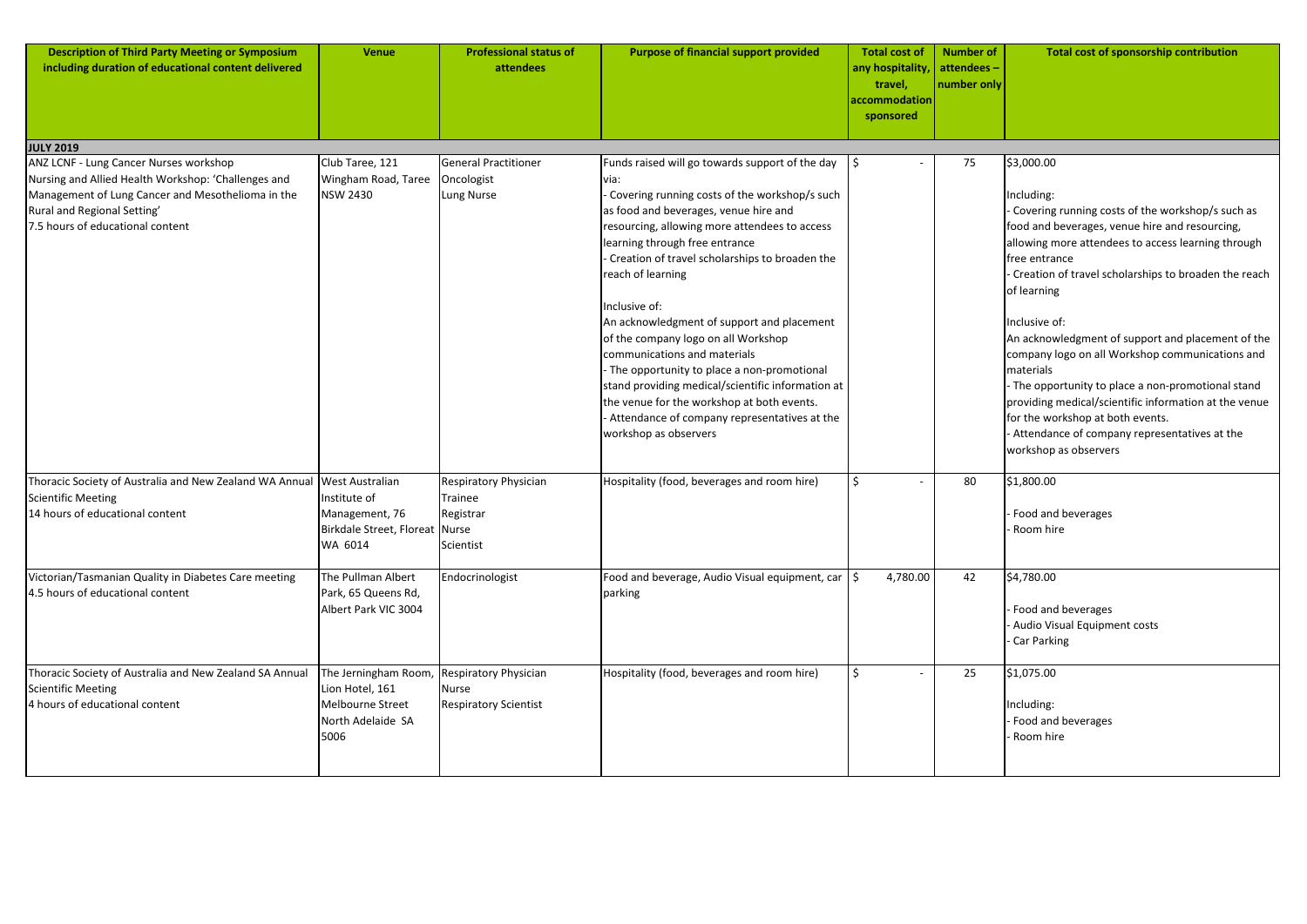| Description of Third Party Meeting or Symposium including duration of educational content delivered | Venue | Professional status of attendees | Purpose of financial support provided | Total cost of any hospitality, travel, accommodation sponsored | Number of attendees – number only | Total cost of sponsorship contribution |
|---|---|---|---|---|---|---|
| **JULY 2019** | | | | | | |
| ANZ LCNF - Lung Cancer Nurses workshop Nursing and Allied Health Workshop: 'Challenges and Management of Lung Cancer and Mesothelioma in the Rural and Regional Setting'<br>7.5 hours of educational content | Club Taree, 121 Wingham Road, Taree NSW 2430 | General Practitioner<br>Oncologist<br>Lung Nurse | Funds raised will go towards support of the day via:<br>- Covering running costs of the workshop/s such as food and beverages, venue hire and resourcing, allowing more attendees to access learning through free entrance<br>- Creation of travel scholarships to broaden the reach of learning<br><br>Inclusive of:<br>An acknowledgment of support and placement of the company logo on all Workshop communications and materials<br>- The opportunity to place a non-promotional stand providing medical/scientific information at the venue for the workshop at both events.<br>- Attendance of company representatives at the workshop as observers | $ - | 75 | $3,000.00<br><br>Including:<br>- Covering running costs of the workshop/s such as food and beverages, venue hire and resourcing, allowing more attendees to access learning through free entrance<br>- Creation of travel scholarships to broaden the reach of learning<br><br>Inclusive of:<br>An acknowledgment of support and placement of the company logo on all Workshop communications and materials<br>- The opportunity to place a non-promotional stand providing medical/scientific information at the venue for the workshop at both events.<br>- Attendance of company representatives at the workshop as observers |
| Thoracic Society of Australia and New Zealand WA Annual Scientific Meeting<br>14 hours of educational content | West Australian Institute of Management, 76 Birkdale Street, Floreat WA 6014 | Respiratory Physician<br>Trainee<br>Registrar<br>Nurse<br>Scientist | Hospitality (food, beverages and room hire) | $ - | 80 | $1,800.00<br><br>- Food and beverages<br>- Room hire |
| Victorian/Tasmanian Quality in Diabetes Care meeting<br>4.5 hours of educational content | The Pullman Albert Park, 65 Queens Rd, Albert Park VIC 3004 | Endocrinologist | Food and beverage, Audio Visual equipment, car parking | $ 4,780.00 | 42 | $4,780.00<br><br>- Food and beverages<br>- Audio Visual Equipment costs<br>- Car Parking |
| Thoracic Society of Australia and New Zealand SA Annual Scientific Meeting<br>4 hours of educational content | The Jerningham Room, Lion Hotel, 161 Melbourne Street North Adelaide SA 5006 | Respiratory Physician<br>Nurse<br>Respiratory Scientist | Hospitality (food, beverages and room hire) | $ - | 25 | $1,075.00<br><br>Including:<br>- Food and beverages<br>- Room hire |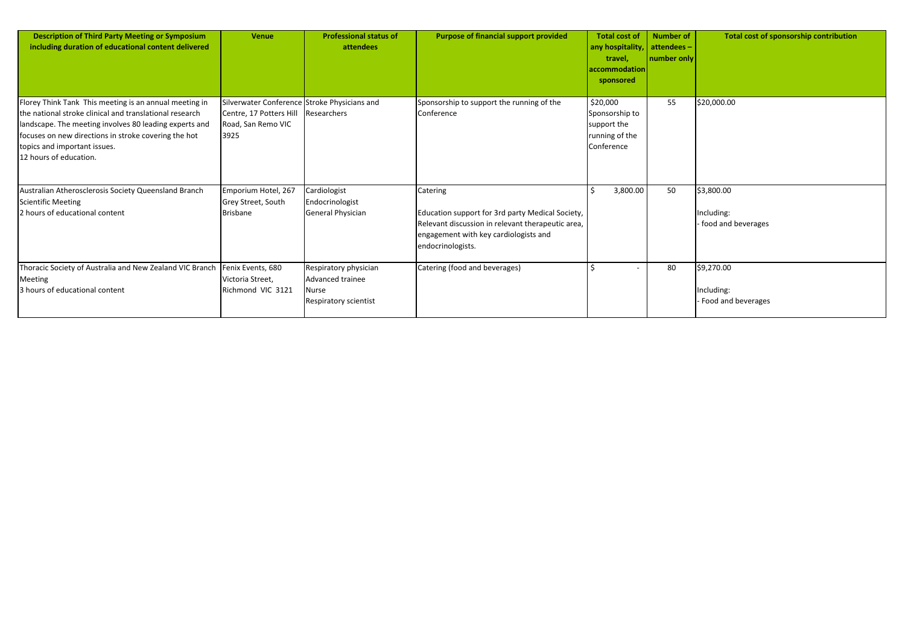| Description of Third Party Meeting or Symposium including duration of educational content delivered | Venue | Professional status of attendees | Purpose of financial support provided | Total cost of any hospitality, travel, accommodation sponsored | Number of attendees – number only | Total cost of sponsorship contribution |
|---|---|---|---|---|---|---|
| Florey Think Tank This meeting is an annual meeting in the national stroke clinical and translational research landscape. The meeting involves 80 leading experts and focuses on new directions in stroke covering the hot topics and important issues.<br>12 hours of education. | Silverwater Conference Centre, 17 Potters Hill Road, San Remo VIC 3925 | Stroke Physicians and Researchers | Sponsorship to support the running of the Conference | $20,000 Sponsorship to support the running of the Conference | 55 | $20,000.00 |
| Australian Atherosclerosis Society Queensland Branch Scientific Meeting<br>2 hours of educational content | Emporium Hotel, 267 Grey Street, South Brisbane | Cardiologist<br>Endocrinologist<br>General Physician | Catering<br><br>Education support for 3rd party Medical Society, Relevant discussion in relevant therapeutic area, engagement with key cardiologists and endocrinologists. | $ 3,800.00 | 50 | $3,800.00<br><br>Including:<br>- food and beverages |
| Thoracic Society of Australia and New Zealand VIC Branch Meeting<br>3 hours of educational content | Fenix Events, 680 Victoria Street, Richmond VIC 3121 | Respiratory physician<br>Advanced trainee<br>Nurse<br>Respiratory scientist | Catering (food and beverages) | $ - | 80 | $9,270.00<br><br>Including:<br>- Food and beverages |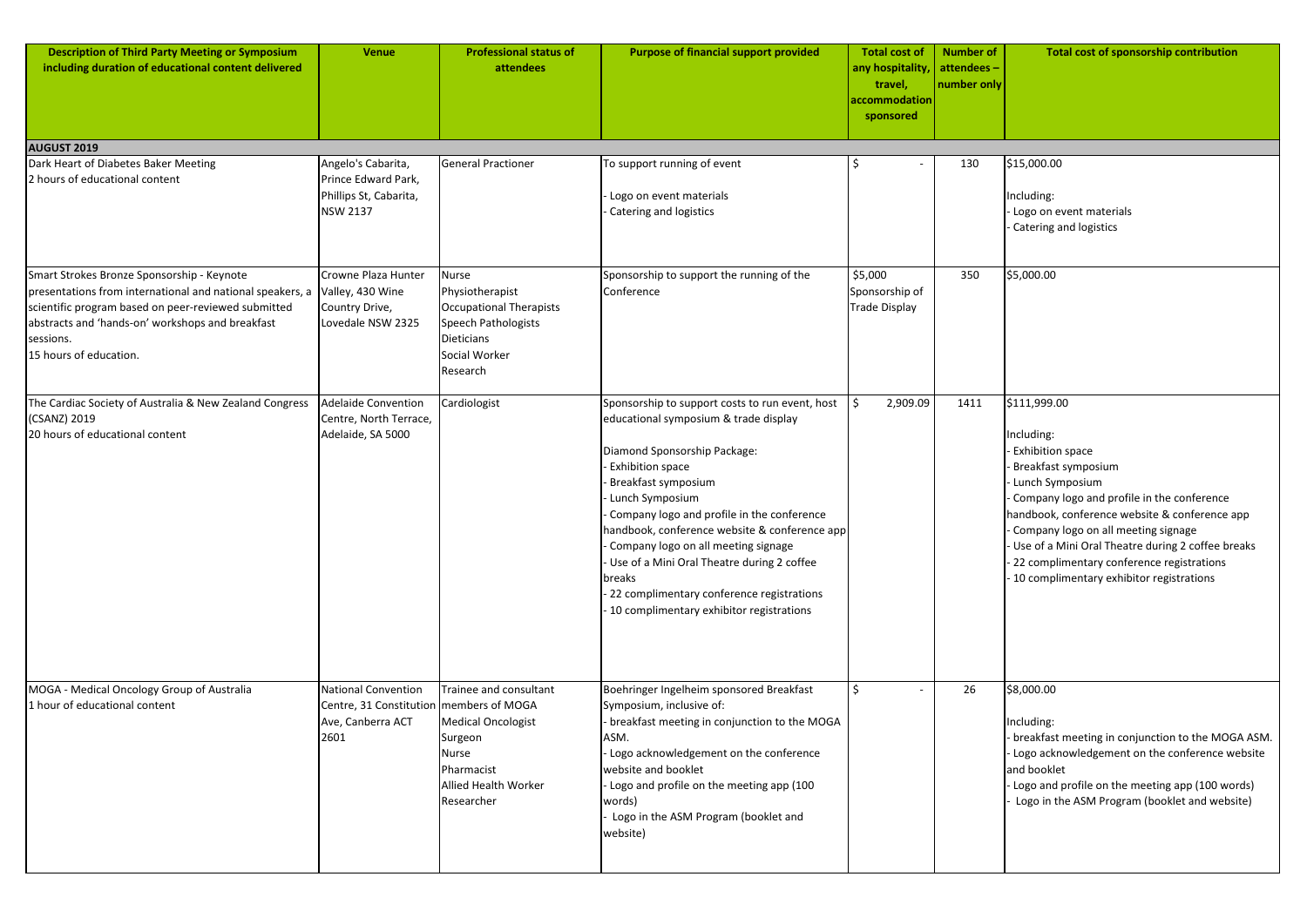| Description of Third Party Meeting or Symposium including duration of educational content delivered | Venue | Professional status of attendees | Purpose of financial support provided | Total cost of any hospitality, travel, accommodation sponsored | Number of attendees – number only | Total cost of sponsorship contribution |
|---|---|---|---|---|---|---|
| **AUGUST 2019** | | | | | | |
| Dark Heart of Diabetes Baker Meeting<br>2 hours of educational content | Angelo's Cabarita, Prince Edward Park, Phillips St, Cabarita, NSW 2137 | General Practioner | To support running of event<br><br>- Logo on event materials<br>- Catering and logistics | $ - | 130 | $15,000.00<br><br>Including:<br>- Logo on event materials<br>- Catering and logistics |
| Smart Strokes Bronze Sponsorship - Keynote presentations from international and national speakers, a scientific program based on peer-reviewed submitted abstracts and 'hands-on' workshops and breakfast sessions.<br>15 hours of education. | Crowne Plaza Hunter Valley, 430 Wine Country Drive, Lovedale NSW 2325 | Nurse<br>Physiotherapist<br>Occupational Therapists<br>Speech Pathologists<br>Dieticians<br>Social Worker<br>Research | Sponsorship to support the running of the Conference | $5,000 Sponsorship of Trade Display | 350 | $5,000.00 |
| The Cardiac Society of Australia & New Zealand Congress (CSANZ) 2019<br>20 hours of educational content | Adelaide Convention Centre, North Terrace, Adelaide, SA 5000 | Cardiologist | Sponsorship to support costs to run event, host educational symposium & trade display<br><br>Diamond Sponsorship Package:<br>- Exhibition space<br>- Breakfast symposium<br>- Lunch Symposium<br>- Company logo and profile in the conference handbook, conference website & conference app<br>- Company logo on all meeting signage<br>- Use of a Mini Oral Theatre during 2 coffee breaks<br>- 22 complimentary conference registrations<br>- 10 complimentary exhibitor registrations | $ 2,909.09 | 1411 | $111,999.00<br><br>Including:<br>- Exhibition space<br>- Breakfast symposium<br>- Lunch Symposium<br>- Company logo and profile in the conference handbook, conference website & conference app<br>- Company logo on all meeting signage<br>- Use of a Mini Oral Theatre during 2 coffee breaks<br>- 22 complimentary conference registrations<br>- 10 complimentary exhibitor registrations |
| MOGA - Medical Oncology Group of Australia<br>1 hour of educational content | National Convention Centre, 31 Constitution Ave, Canberra ACT 2601 | Trainee and consultant members of MOGA<br>Medical Oncologist<br>Surgeon<br>Nurse<br>Pharmacist<br>Allied Health Worker<br>Researcher | Boehringer Ingelheim sponsored Breakfast Symposium, inclusive of:<br>- breakfast meeting in conjunction to the MOGA ASM.<br>- Logo acknowledgement on the conference website and booklet<br>- Logo and profile on the meeting app (100 words)<br>- Logo in the ASM Program (booklet and website) | $ - | 26 | $8,000.00<br><br>Including:<br>- breakfast meeting in conjunction to the MOGA ASM.<br>- Logo acknowledgement on the conference website and booklet<br>- Logo and profile on the meeting app (100 words)<br>- Logo in the ASM Program (booklet and website) |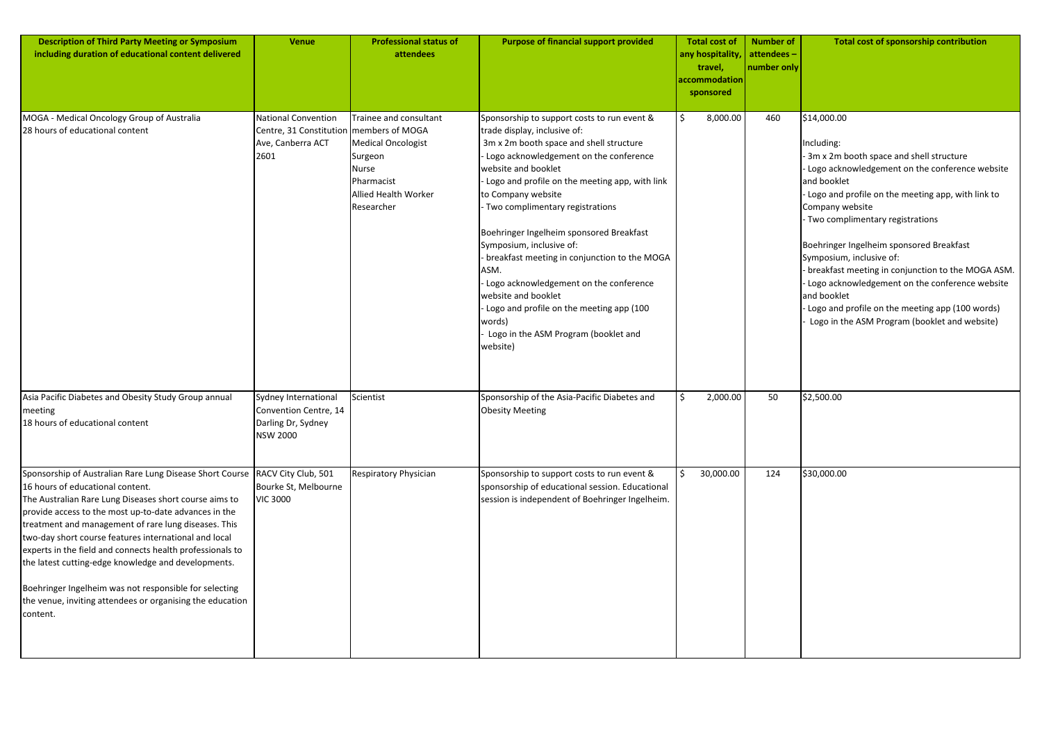| Description of Third Party Meeting or Symposium including duration of educational content delivered | Venue | Professional status of attendees | Purpose of financial support provided | Total cost of any hospitality, travel, accommodation sponsored | Number of attendees – number only | Total cost of sponsorship contribution |
|---|---|---|---|---|---|---|
| MOGA - Medical Oncology Group of Australia<br>28 hours of educational content | National Convention Centre, 31 Constitution Ave, Canberra ACT 2601 | Trainee and consultant members of MOGA<br>Medical Oncologist<br>Surgeon<br>Nurse<br>Pharmacist<br>Allied Health Worker<br>Researcher | Sponsorship to support costs to run event & trade display, inclusive of:<br>3m x 2m booth space and shell structure<br>- Logo acknowledgement on the conference website and booklet<br>- Logo and profile on the meeting app, with link to Company website<br>- Two complimentary registrations<br><br>Boehringer Ingelheim sponsored Breakfast Symposium, inclusive of:<br>- breakfast meeting in conjunction to the MOGA ASM.<br>- Logo acknowledgement on the conference website and booklet<br>- Logo and profile on the meeting app (100 words)<br>- Logo in the ASM Program (booklet and website) | $ 8,000.00 | 460 | $14,000.00<br><br>Including:<br>- 3m x 2m booth space and shell structure<br>- Logo acknowledgement on the conference website and booklet<br>- Logo and profile on the meeting app, with link to Company website<br>- Two complimentary registrations<br><br>Boehringer Ingelheim sponsored Breakfast Symposium, inclusive of:<br>- breakfast meeting in conjunction to the MOGA ASM.<br>- Logo acknowledgement on the conference website and booklet<br>- Logo and profile on the meeting app (100 words)<br>- Logo in the ASM Program (booklet and website) |
| Asia Pacific Diabetes and Obesity Study Group annual meeting<br>18 hours of educational content | Sydney International Convention Centre, 14 Darling Dr, Sydney NSW 2000 | Scientist | Sponsorship of the Asia-Pacific Diabetes and Obesity Meeting | $ 2,000.00 | 50 | $2,500.00 |
| Sponsorship of Australian Rare Lung Disease Short Course<br>16 hours of educational content.<br>The Australian Rare Lung Diseases short course aims to provide access to the most up-to-date advances in the treatment and management of rare lung diseases. This two-day short course features international and local experts in the field and connects health professionals to the latest cutting-edge knowledge and developments.<br><br>Boehringer Ingelheim was not responsible for selecting the venue, inviting attendees or organising the education content. | RACV City Club, 501 Bourke St, Melbourne VIC 3000 | Respiratory Physician | Sponsorship to support costs to run event & sponsorship of educational session. Educational session is independent of Boehringer Ingelheim. | $ 30,000.00 | 124 | $30,000.00 |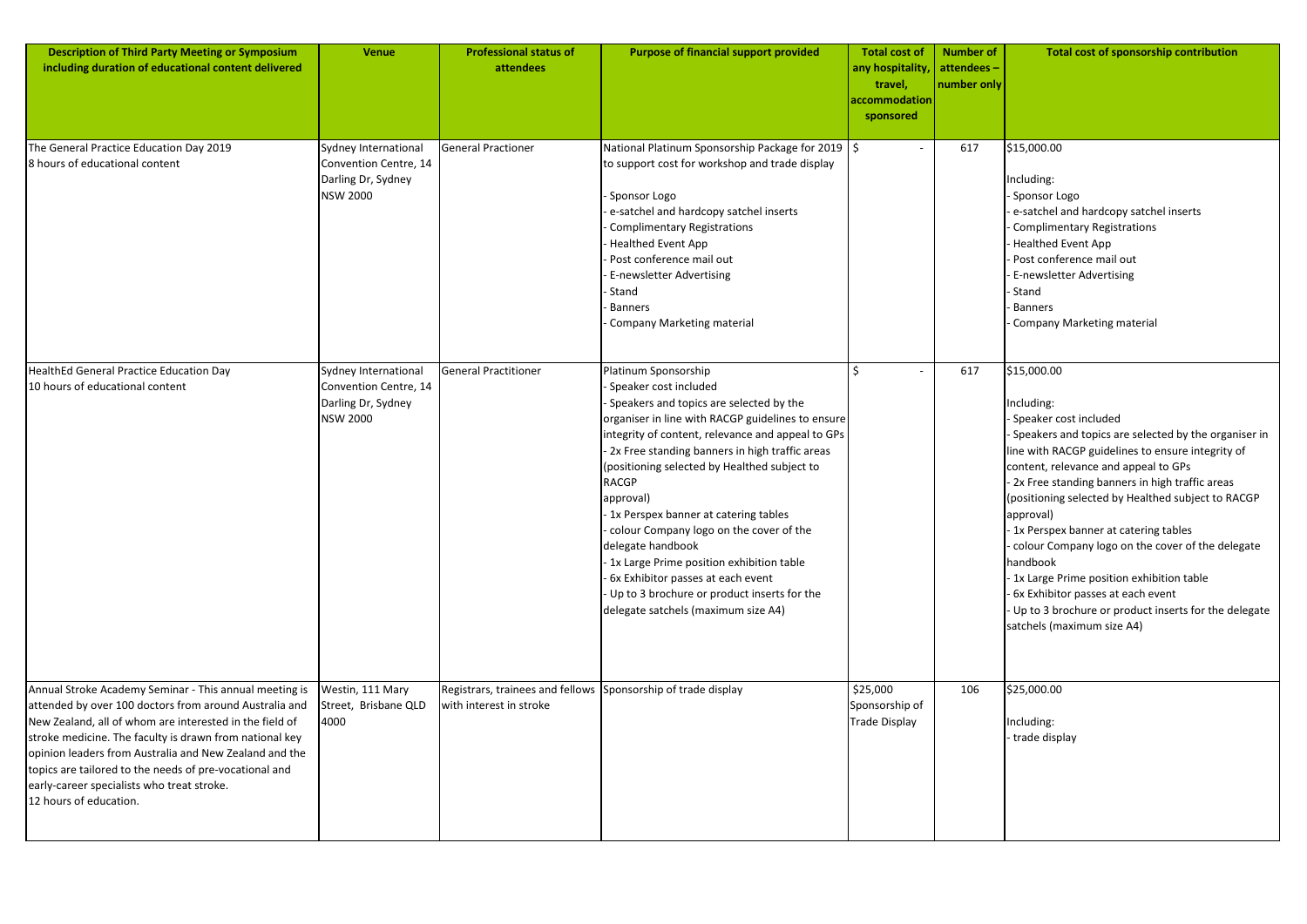| Description of Third Party Meeting or Symposium including duration of educational content delivered | Venue | Professional status of attendees | Purpose of financial support provided | Total cost of any hospitality, travel, accommodation sponsored | Number of attendees – number only | Total cost of sponsorship contribution |
|---|---|---|---|---|---|---|
| The General Practice Education Day 2019<br>8 hours of educational content | Sydney International Convention Centre, 14 Darling Dr, Sydney NSW 2000 | General Practioner | National Platinum Sponsorship Package for 2019 to support cost for workshop and trade display<br><br>- Sponsor Logo<br>- e-satchel and hardcopy satchel inserts<br>- Complimentary Registrations<br>- Healthed Event App<br>- Post conference mail out<br>- E-newsletter Advertising<br>- Stand<br>- Banners<br>- Company Marketing material | $ - | 617 | $15,000.00<br><br>Including:<br>- Sponsor Logo<br>- e-satchel and hardcopy satchel inserts<br>- Complimentary Registrations<br>- Healthed Event App<br>- Post conference mail out<br>- E-newsletter Advertising<br>- Stand<br>- Banners<br>- Company Marketing material |
| HealthEd General Practice Education Day<br>10 hours of educational content | Sydney International Convention Centre, 14 Darling Dr, Sydney NSW 2000 | General Practitioner | Platinum Sponsorship<br>- Speaker cost included<br>- Speakers and topics are selected by the organiser in line with RACGP guidelines to ensure integrity of content, relevance and appeal to GPs<br>- 2x Free standing banners in high traffic areas (positioning selected by Healthed subject to RACGP approval)<br>- 1x Perspex banner at catering tables<br>- colour Company logo on the cover of the delegate handbook<br>- 1x Large Prime position exhibition table<br>- 6x Exhibitor passes at each event<br>- Up to 3 brochure or product inserts for the delegate satchels (maximum size A4) | $ - | 617 | $15,000.00<br><br>Including:<br>- Speaker cost included<br>- Speakers and topics are selected by the organiser in line with RACGP guidelines to ensure integrity of content, relevance and appeal to GPs<br>- 2x Free standing banners in high traffic areas (positioning selected by Healthed subject to RACGP approval)<br>- 1x Perspex banner at catering tables<br>- colour Company logo on the cover of the delegate handbook<br>- 1x Large Prime position exhibition table<br>- 6x Exhibitor passes at each event<br>- Up to 3 brochure or product inserts for the delegate satchels (maximum size A4) |
| Annual Stroke Academy Seminar - This annual meeting is attended by over 100 doctors from around Australia and New Zealand, all of whom are interested in the field of stroke medicine. The faculty is drawn from national key opinion leaders from Australia and New Zealand and the topics are tailored to the needs of pre-vocational and early-career specialists who treat stroke.<br>12 hours of education. | Westin, 111 Mary Street, Brisbane QLD 4000 | Registrars, trainees and fellows with interest in stroke | Sponsorship of trade display | $25,000 Sponsorship of Trade Display | 106 | $25,000.00<br><br>Including:<br>- trade display |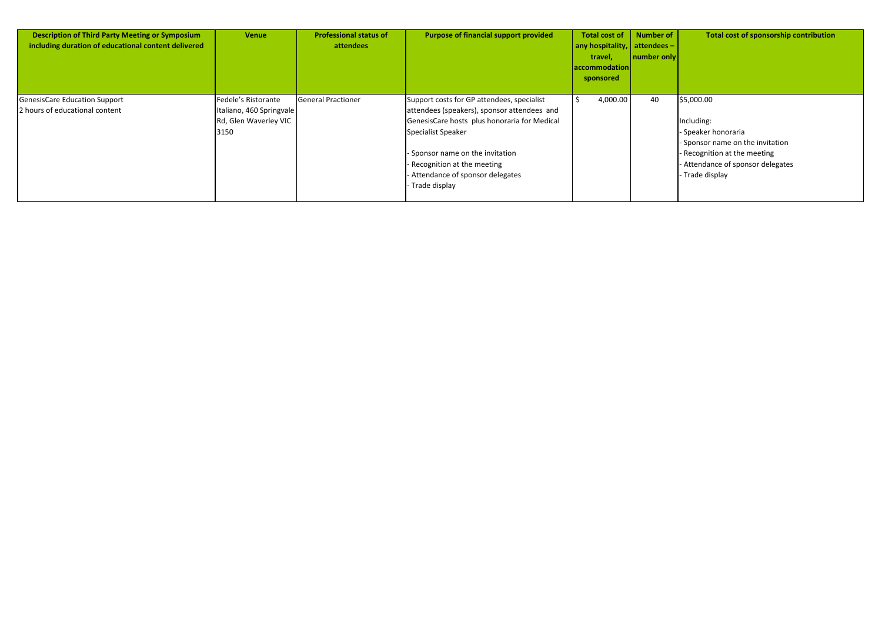| Description of Third Party Meeting or Symposium including duration of educational content delivered | Venue | Professional status of attendees | Purpose of financial support provided | Total cost of any hospitality, travel, accommodation sponsored | Number of attendees – number only | Total cost of sponsorship contribution |
|---|---|---|---|---|---|---|
| GenesisCare Education Support<br>2 hours of educational content | Fedele's Ristorante Italiano, 460 Springvale Rd, Glen Waverley VIC 3150 | General Practioner | Support costs for GP attendees, specialist attendees (speakers), sponsor attendees and GenesisCare hosts plus honoraria for Medical Specialist Speaker<br><br>- Sponsor name on the invitation<br>- Recognition at the meeting<br>- Attendance of sponsor delegates<br>- Trade display | $ 4,000.00 | 40 | $5,000.00<br><br>Including:<br>- Speaker honoraria<br>- Sponsor name on the invitation<br>- Recognition at the meeting<br>- Attendance of sponsor delegates<br>- Trade display |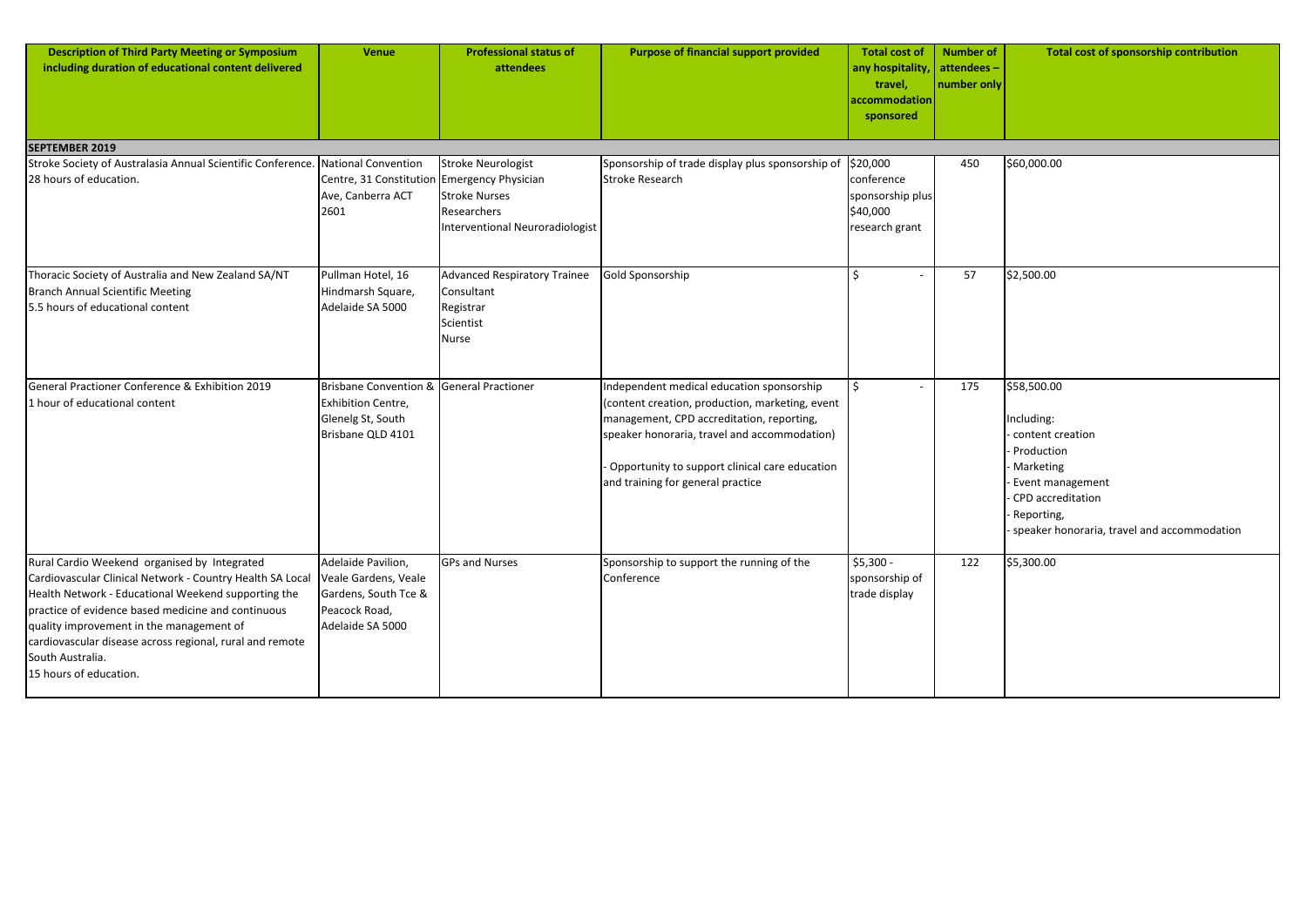| Description of Third Party Meeting or Symposium including duration of educational content delivered | Venue | Professional status of attendees | Purpose of financial support provided | Total cost of any hospitality, travel, accommodation sponsored | Number of attendees – number only | Total cost of sponsorship contribution |
|---|---|---|---|---|---|---|
| **SEPTEMBER 2019** | | | | | | |
| Stroke Society of Australasia Annual Scientific Conference. 28 hours of education. | National Convention Centre, 31 Constitution Ave, Canberra ACT 2601 | Stroke Neurologist<br>Emergency Physician<br>Stroke Nurses<br>Researchers<br>Interventional Neuroradiologist | Sponsorship of trade display plus sponsorship of Stroke Research | $20,000 conference sponsorship plus $40,000 research grant | 450 | $60,000.00 |
| Thoracic Society of Australia and New Zealand SA/NT Branch Annual Scientific Meeting<br>5.5 hours of educational content | Pullman Hotel, 16 Hindmarsh Square, Adelaide SA 5000 | Advanced Respiratory Trainee<br>Consultant<br>Registrar<br>Scientist<br>Nurse | Gold Sponsorship | $ - | 57 | $2,500.00 |
| General Practioner Conference & Exhibition 2019<br>1 hour of educational content | Brisbane Convention & Exhibition Centre, Glenelg St, South Brisbane QLD 4101 | General Practioner | Independent medical education sponsorship (content creation, production, marketing, event management, CPD accreditation, reporting, speaker honoraria, travel and accommodation)<br>- Opportunity to support clinical care education and training for general practice | $ - | 175 | $58,500.00<br>Including:<br>- content creation<br>- Production<br>- Marketing<br>- Event management<br>- CPD accreditation<br>- Reporting,<br>- speaker honoraria, travel and accommodation |
| Rural Cardio Weekend organised by Integrated Cardiovascular Clinical Network - Country Health SA Local Health Network - Educational Weekend supporting the practice of evidence based medicine and continuous quality improvement in the management of cardiovascular disease across regional, rural and remote South Australia.<br>15 hours of education. | Adelaide Pavilion, Veale Gardens, Veale Gardens, South Tce & Peacock Road, Adelaide SA 5000 | GPs and Nurses | Sponsorship to support the running of the Conference | $5,300 - sponsorship of trade display | 122 | $5,300.00 |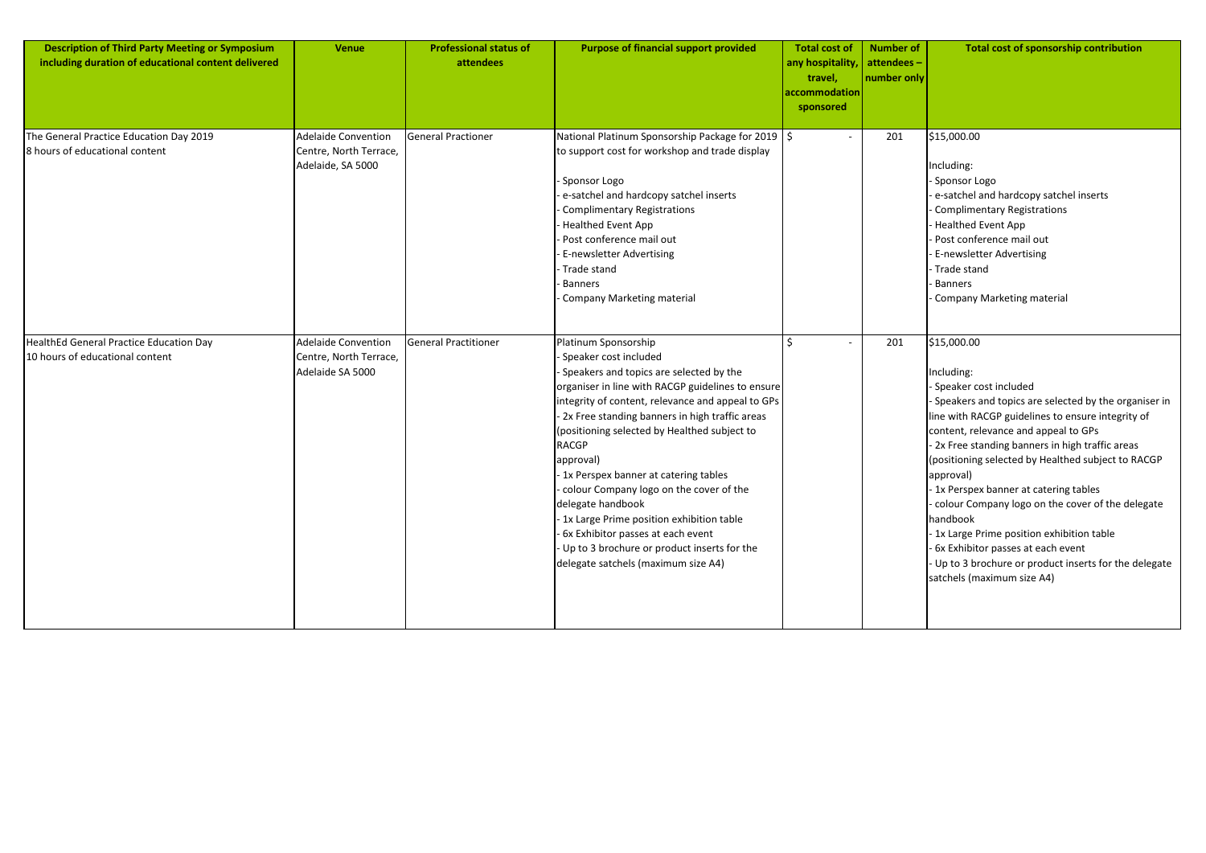| Description of Third Party Meeting or Symposium including duration of educational content delivered | Venue | Professional status of attendees | Purpose of financial support provided | Total cost of any hospitality, travel, accommodation sponsored | Number of attendees – number only | Total cost of sponsorship contribution |
|---|---|---|---|---|---|---|
| The General Practice Education Day 2019<br>8 hours of educational content | Adelaide Convention Centre, North Terrace, Adelaide, SA 5000 | General Practioner | National Platinum Sponsorship Package for 2019 to support cost for workshop and trade display<br><br>- Sponsor Logo<br>- e-satchel and hardcopy satchel inserts<br>- Complimentary Registrations<br>- Healthed Event App<br>- Post conference mail out<br>- E-newsletter Advertising<br>- Trade stand<br>- Banners<br>- Company Marketing material | $ - | 201 | $15,000.00<br><br>Including:<br>- Sponsor Logo<br>- e-satchel and hardcopy satchel inserts<br>- Complimentary Registrations<br>- Healthed Event App<br>- Post conference mail out<br>- E-newsletter Advertising<br>- Trade stand<br>- Banners<br>- Company Marketing material |
| HealthEd General Practice Education Day<br>10 hours of educational content | Adelaide Convention Centre, North Terrace, Adelaide SA 5000 | General Practitioner | Platinum Sponsorship<br>- Speaker cost included<br>- Speakers and topics are selected by the organiser in line with RACGP guidelines to ensure integrity of content, relevance and appeal to GPs<br>- 2x Free standing banners in high traffic areas (positioning selected by Healthed subject to RACGP approval)<br>- 1x Perspex banner at catering tables<br>- colour Company logo on the cover of the delegate handbook<br>- 1x Large Prime position exhibition table<br>- 6x Exhibitor passes at each event<br>- Up to 3 brochure or product inserts for the delegate satchels (maximum size A4) | $ - | 201 | $15,000.00<br><br>Including:<br>- Speaker cost included<br>- Speakers and topics are selected by the organiser in line with RACGP guidelines to ensure integrity of content, relevance and appeal to GPs<br>- 2x Free standing banners in high traffic areas (positioning selected by Healthed subject to RACGP approval)<br>- 1x Perspex banner at catering tables<br>- colour Company logo on the cover of the delegate handbook<br>- 1x Large Prime position exhibition table<br>- 6x Exhibitor passes at each event<br>- Up to 3 brochure or product inserts for the delegate satchels (maximum size A4) |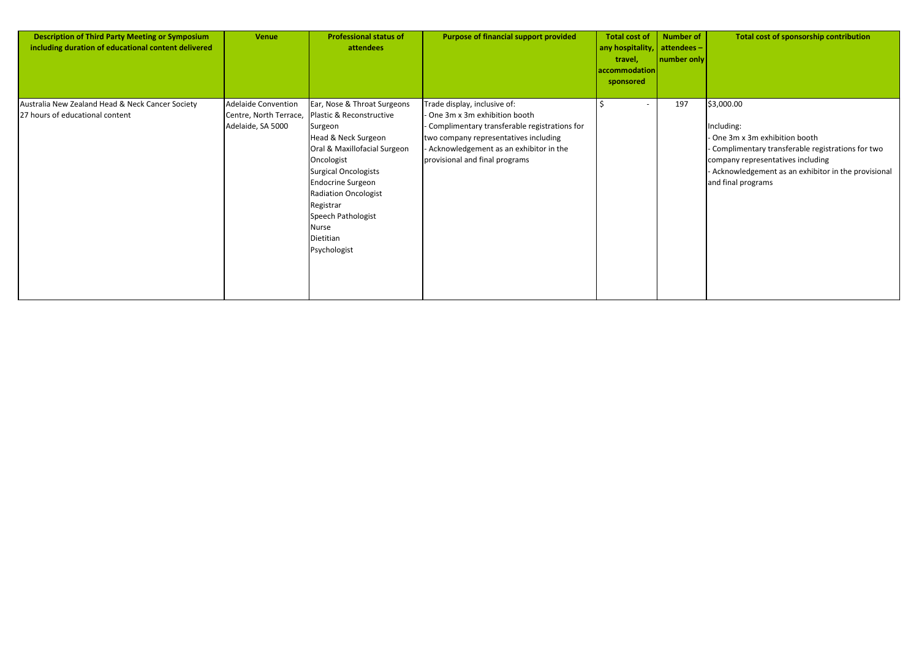| Description of Third Party Meeting or Symposium including duration of educational content delivered | Venue | Professional status of attendees | Purpose of financial support provided | Total cost of any hospitality, travel, accommodation sponsored | Number of attendees – number only | Total cost of sponsorship contribution |
|---|---|---|---|---|---|---|
| Australia New Zealand Head & Neck Cancer Society<br>27 hours of educational content | Adelaide Convention Centre, North Terrace, Adelaide, SA 5000 | Ear, Nose & Throat Surgeons<br>Plastic & Reconstructive Surgeon<br>Head & Neck Surgeon<br>Oral & Maxillofacial Surgeon<br>Oncologist<br>Surgical Oncologists<br>Endocrine Surgeon<br>Radiation Oncologist<br>Registrar<br>Speech Pathologist<br>Nurse<br>Dietitian<br>Psychologist | Trade display, inclusive of:<br>- One 3m x 3m exhibition booth<br>- Complimentary transferable registrations for two company representatives including<br>- Acknowledgement as an exhibitor in the provisional and final programs | $ - | 197 | $3,000.00<br><br>Including:<br>- One 3m x 3m exhibition booth<br>- Complimentary transferable registrations for two company representatives including<br>- Acknowledgement as an exhibitor in the provisional and final programs |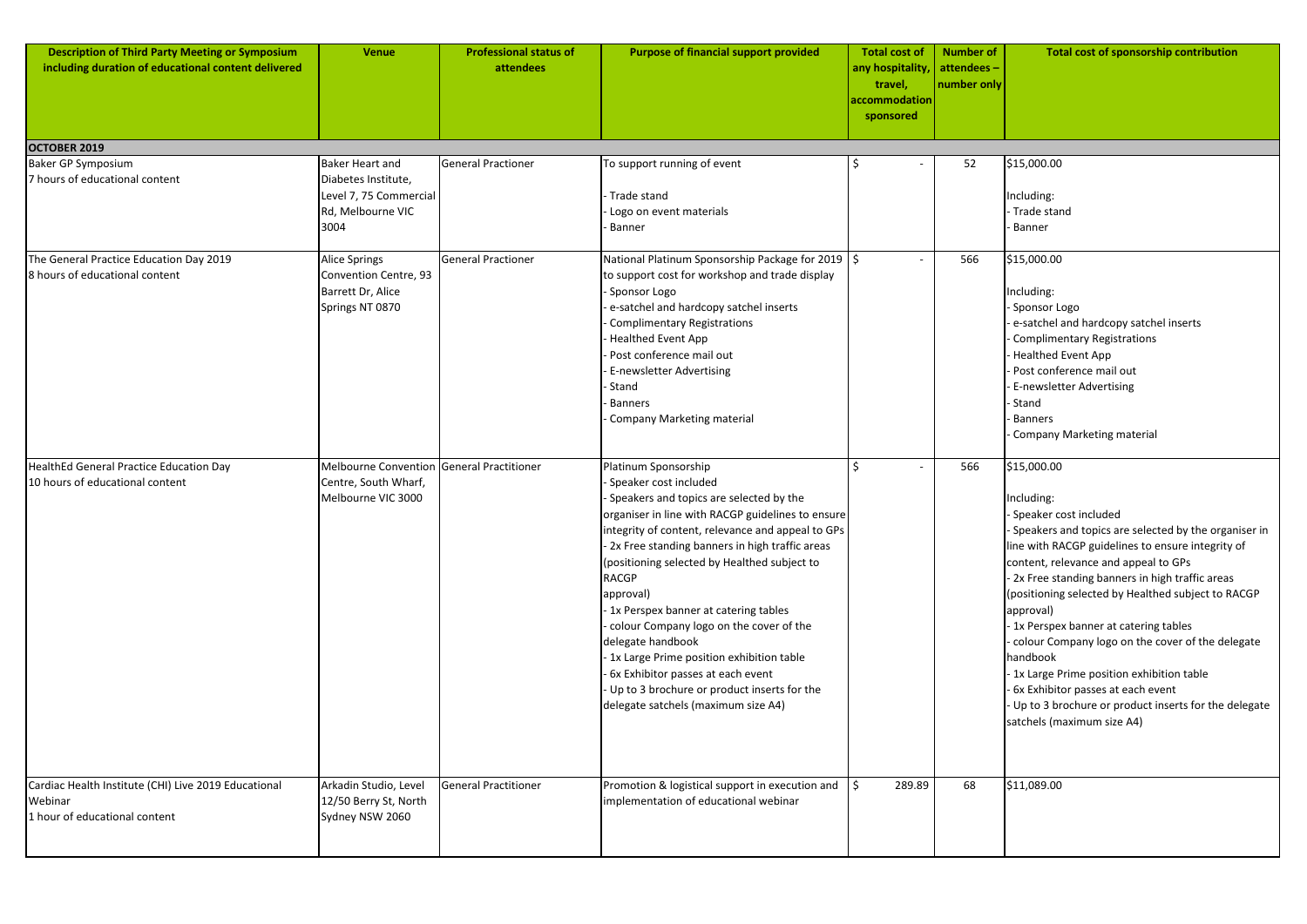| Description of Third Party Meeting or Symposium including duration of educational content delivered | Venue | Professional status of attendees | Purpose of financial support provided | Total cost of any hospitality, travel, accommodation sponsored | Number of attendees – number only | Total cost of sponsorship contribution |
|---|---|---|---|---|---|---|
| **OCTOBER 2019** | | | | | | |
| Baker GP Symposium<br>7 hours of educational content | Baker Heart and Diabetes Institute, Level 7, 75 Commercial Rd, Melbourne VIC 3004 | General Practioner | To support running of event<br><br>- Trade stand<br>- Logo on event materials<br>- Banner | $ - | 52 | $15,000.00<br><br>Including:<br>- Trade stand<br>- Banner |
| The General Practice Education Day 2019<br>8 hours of educational content | Alice Springs Convention Centre, 93 Barrett Dr, Alice Springs NT 0870 | General Practioner | National Platinum Sponsorship Package for 2019 to support cost for workshop and trade display<br>- Sponsor Logo<br>- e-satchel and hardcopy satchel inserts<br>- Complimentary Registrations<br>- Healthed Event App<br>- Post conference mail out<br>- E-newsletter Advertising<br>- Stand<br>- Banners<br>- Company Marketing material | $ - | 566 | $15,000.00<br><br>Including:<br>- Sponsor Logo<br>- e-satchel and hardcopy satchel inserts<br>- Complimentary Registrations<br>- Healthed Event App<br>- Post conference mail out<br>- E-newsletter Advertising<br>- Stand<br>- Banners<br>- Company Marketing material |
| HealthEd General Practice Education Day<br>10 hours of educational content | Melbourne Convention Centre, South Wharf, Melbourne VIC 3000 | General Practitioner | Platinum Sponsorship<br>- Speaker cost included<br>- Speakers and topics are selected by the organiser in line with RACGP guidelines to ensure integrity of content, relevance and appeal to GPs<br>- 2x Free standing banners in high traffic areas (positioning selected by Healthed subject to RACGP approval)<br>- 1x Perspex banner at catering tables<br>- colour Company logo on the cover of the delegate handbook<br>- 1x Large Prime position exhibition table<br>- 6x Exhibitor passes at each event<br>- Up to 3 brochure or product inserts for the delegate satchels (maximum size A4) | $ - | 566 | $15,000.00<br><br>Including:<br>- Speaker cost included<br>- Speakers and topics are selected by the organiser in line with RACGP guidelines to ensure integrity of content, relevance and appeal to GPs<br>- 2x Free standing banners in high traffic areas (positioning selected by Healthed subject to RACGP approval)<br>- 1x Perspex banner at catering tables<br>- colour Company logo on the cover of the delegate handbook<br>- 1x Large Prime position exhibition table<br>- 6x Exhibitor passes at each event<br>- Up to 3 brochure or product inserts for the delegate satchels (maximum size A4) |
| Cardiac Health Institute (CHI) Live 2019 Educational Webinar<br>1 hour of educational content | Arkadin Studio, Level 12/50 Berry St, North Sydney NSW 2060 | General Practitioner | Promotion & logistical support in execution and implementation of educational webinar | $ 289.89 | 68 | $11,089.00 |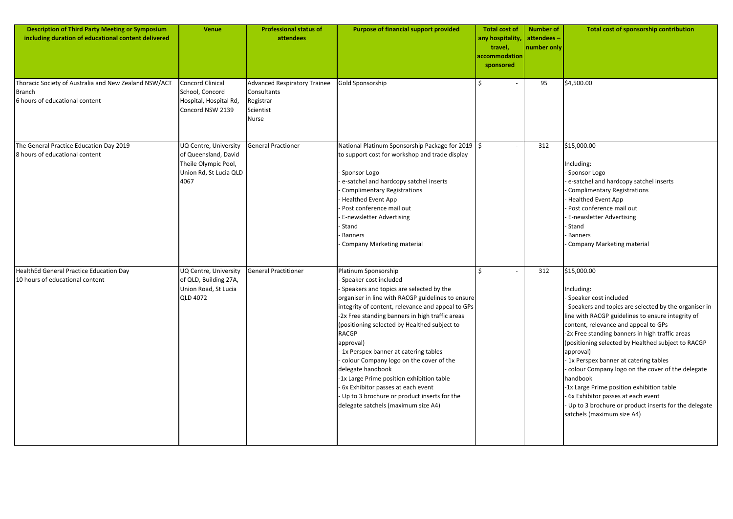| Description of Third Party Meeting or Symposium including duration of educational content delivered | Venue | Professional status of attendees | Purpose of financial support provided | Total cost of any hospitality, travel, accommodation sponsored | Number of attendees – number only | Total cost of sponsorship contribution |
|---|---|---|---|---|---|---|
| Thoracic Society of Australia and New Zealand NSW/ACT Branch<br>6 hours of educational content | Concord Clinical School, Concord Hospital, Hospital Rd, Concord NSW 2139 | Advanced Respiratory Trainee<br>Consultants<br>Registrar<br>Scientist<br>Nurse | Gold Sponsorship | $ - | 95 | $4,500.00 |
| The General Practice Education Day 2019<br>8 hours of educational content | UQ Centre, University of Queensland, David Theile Olympic Pool, Union Rd, St Lucia QLD 4067 | General Practioner | National Platinum Sponsorship Package for 2019 to support cost for workshop and trade display<br><br>- Sponsor Logo<br>- e-satchel and hardcopy satchel inserts<br>- Complimentary Registrations<br>- Healthed Event App<br>- Post conference mail out<br>- E-newsletter Advertising<br>- Stand<br>- Banners<br>- Company Marketing material | $ - | 312 | $15,000.00<br><br>Including:<br>- Sponsor Logo<br>- e-satchel and hardcopy satchel inserts<br>- Complimentary Registrations<br>- Healthed Event App<br>- Post conference mail out<br>- E-newsletter Advertising<br>- Stand<br>- Banners<br>- Company Marketing material |
| HealthEd General Practice Education Day<br>10 hours of educational content | UQ Centre, University of QLD, Building 27A, Union Road, St Lucia QLD 4072 | General Practitioner | Platinum Sponsorship<br>- Speaker cost included<br>- Speakers and topics are selected by the organiser in line with RACGP guidelines to ensure integrity of content, relevance and appeal to GPs<br>-2x Free standing banners in high traffic areas (positioning selected by Healthed subject to RACGP approval)<br>- 1x Perspex banner at catering tables<br>- colour Company logo on the cover of the delegate handbook<br>-1x Large Prime position exhibition table<br>- 6x Exhibitor passes at each event<br>- Up to 3 brochure or product inserts for the delegate satchels (maximum size A4) | $ - | 312 | $15,000.00<br><br>Including:<br>- Speaker cost included<br>- Speakers and topics are selected by the organiser in line with RACGP guidelines to ensure integrity of content, relevance and appeal to GPs<br>-2x Free standing banners in high traffic areas (positioning selected by Healthed subject to RACGP approval)<br>- 1x Perspex banner at catering tables<br>- colour Company logo on the cover of the delegate handbook<br>-1x Large Prime position exhibition table<br>- 6x Exhibitor passes at each event<br>- Up to 3 brochure or product inserts for the delegate satchels (maximum size A4) |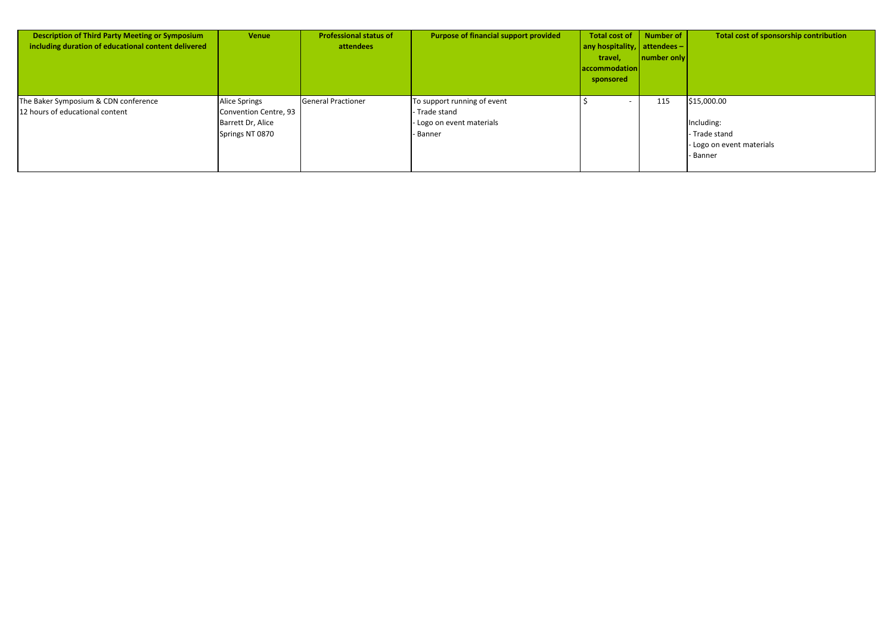| Description of Third Party Meeting or Symposium including duration of educational content delivered | Venue | Professional status of attendees | Purpose of financial support provided | Total cost of any hospitality, travel, accommodation sponsored | Number of attendees – number only | Total cost of sponsorship contribution |
|---|---|---|---|---|---|---|
| The Baker Symposium & CDN conference<br>12 hours of educational content | Alice Springs Convention Centre, 93 Barrett Dr, Alice Springs NT 0870 | General Practioner | To support running of event<br>- Trade stand<br>- Logo on event materials<br>- Banner | $ - | 115 | $15,000.00<br><br>Including:<br>- Trade stand<br>- Logo on event materials<br>- Banner |